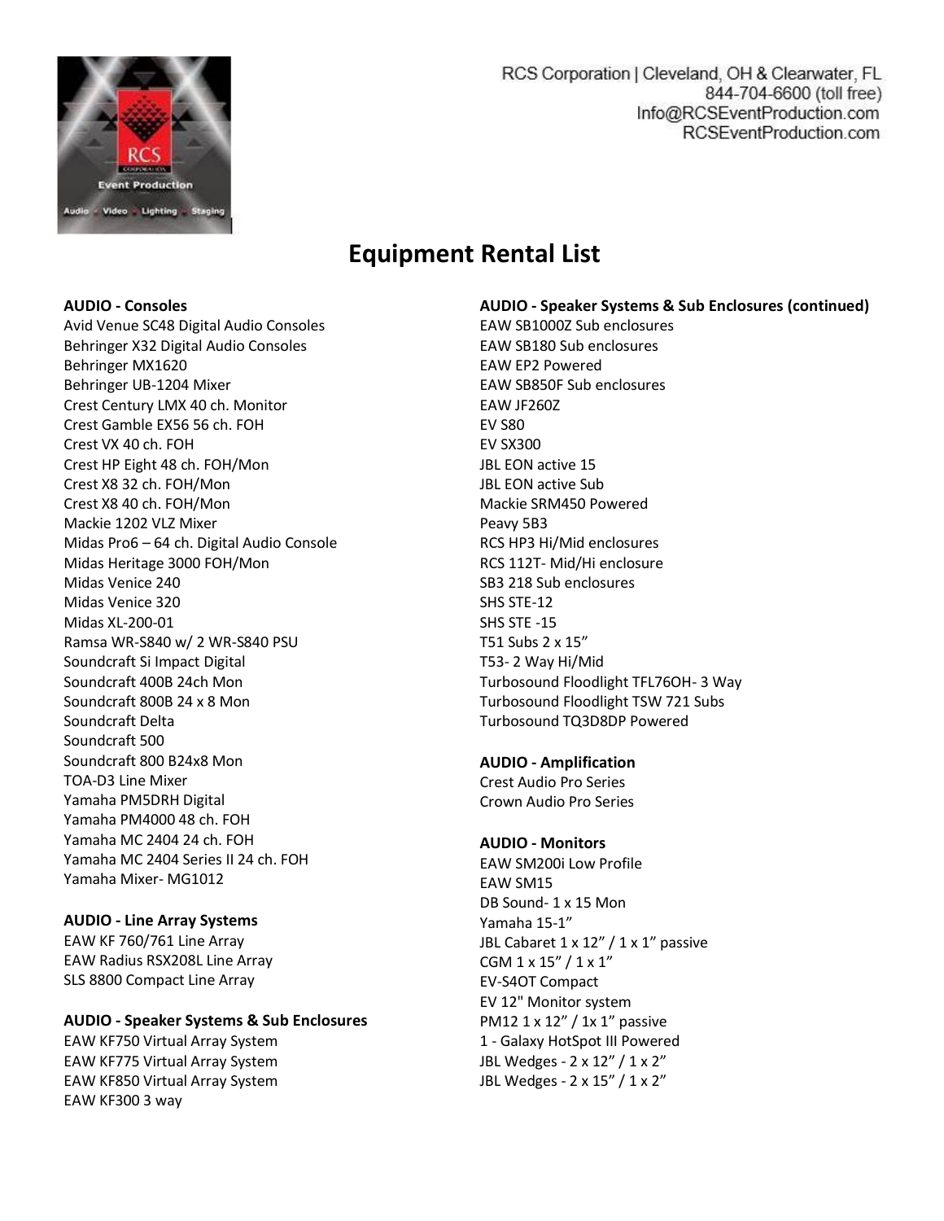RCS Corporation | Cleveland, OH & Clearwater, FL
844-704-6600 (toll free)
Info@RCSEventProduction.com
RCSEventProduction.com

# Equipment Rental List

**AUDIO - Consoles**

Avid Venue SC48 Digital Audio Consoles
Behringer X32 Digital Audio Consoles
Behringer MX1620
Behringer UB-1204 Mixer
Crest Century LMX 40 ch. Monitor
Crest Gamble EX56 56 ch. FOH
Crest VX 40 ch. FOH
Crest HP Eight 48 ch. FOH/Mon
Crest X8 32 ch. FOH/Mon
Crest X8 40 ch. FOH/Mon
Mackie 1202 VLZ Mixer
Midas Pro6 – 64 ch. Digital Audio Console
Midas Heritage 3000 FOH/Mon
Midas Venice 240
Midas Venice 320
Midas XL-200-01
Ramsa WR-S840 w/ 2 WR-S840 PSU
Soundcraft Si Impact Digital
Soundcraft 400B 24ch Mon
Soundcraft 800B 24 x 8 Mon
Soundcraft Delta
Soundcraft 500
Soundcraft 800 B24x8 Mon
TOA-D3 Line Mixer
Yamaha PM5DRH Digital
Yamaha PM4000 48 ch. FOH
Yamaha MC 2404 24 ch. FOH
Yamaha MC 2404 Series II 24 ch. FOH
Yamaha Mixer- MG1012

**AUDIO - Line Array Systems**

EAW KF 760/761 Line Array
EAW Radius RSX208L Line Array
SLS 8800 Compact Line Array

**AUDIO - Speaker Systems & Sub Enclosures**

EAW KF750 Virtual Array System
EAW KF775 Virtual Array System
EAW KF850 Virtual Array System
EAW KF300 3 way

**AUDIO - Speaker Systems & Sub Enclosures (continued)**

EAW SB1000Z Sub enclosures
EAW SB180 Sub enclosures
EAW EP2 Powered
EAW SB850F Sub enclosures
EAW JF260Z
EV S80
EV SX300
JBL EON active 15
JBL EON active Sub
Mackie SRM450 Powered
Peavy 5B3
RCS HP3 Hi/Mid enclosures
RCS 112T- Mid/Hi enclosure
SB3 218 Sub enclosures
SHS STE-12
SHS STE -15
T51 Subs 2 x 15”
T53- 2 Way Hi/Mid
Turbosound Floodlight TFL76OH- 3 Way
Turbosound Floodlight TSW 721 Subs
Turbosound TQ3D8DP Powered

**AUDIO - Amplification**

Crest Audio Pro Series
Crown Audio Pro Series

**AUDIO - Monitors**

EAW SM200i Low Profile
EAW SM15
DB Sound- 1 x 15 Mon
Yamaha 15-1”
JBL Cabaret 1 x 12” / 1 x 1” passive
CGM 1 x 15” / 1 x 1”
EV-S4OT Compact
EV 12" Monitor system
PM12 1 x 12” / 1x 1” passive
1 - Galaxy HotSpot III Powered
JBL Wedges - 2 x 12” / 1 x 2”
JBL Wedges - 2 x 15” / 1 x 2”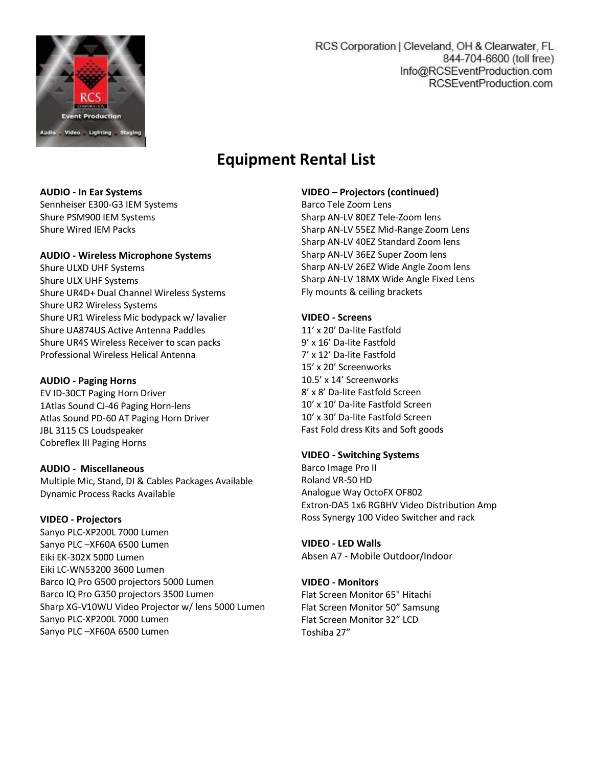RCS Corporation | Cleveland, OH & Clearwater, FL
844-704-6600 (toll free)
Info@RCSEventProduction.com
RCSEventProduction.com

# Equipment Rental List

**AUDIO - In Ear Systems**
Sennheiser E300-G3 IEM Systems
Shure PSM900 IEM Systems
Shure Wired IEM Packs

**AUDIO - Wireless Microphone Systems**
Shure ULXD UHF Systems
Shure ULX UHF Systems
Shure UR4D+ Dual Channel Wireless Systems
Shure UR2 Wireless Systems
Shure UR1 Wireless Mic bodypack w/ lavalier
Shure UA874US Active Antenna Paddles
Shure UR4S Wireless Receiver to scan packs
Professional Wireless Helical Antenna

**AUDIO - Paging Horns**
EV ID-30CT Paging Horn Driver
1Atlas Sound CJ-46 Paging Horn-lens
Atlas Sound PD-60 AT Paging Horn Driver
JBL 3115 CS Loudspeaker
Cobreflex III Paging Horns

**AUDIO - Miscellaneous**
Multiple Mic, Stand, DI & Cables Packages Available
Dynamic Process Racks Available

**VIDEO - Projectors**
Sanyo PLC-XP200L 7000 Lumen
Sanyo PLC –XF60A 6500 Lumen
Eiki EK-302X 5000 Lumen
Eiki LC-WN53200 3600 Lumen
Barco IQ Pro G500 projectors 5000 Lumen
Barco IQ Pro G350 projectors 3500 Lumen
Sharp XG-V10WU Video Projector w/ lens 5000 Lumen
Sanyo PLC-XP200L 7000 Lumen
Sanyo PLC –XF60A 6500 Lumen

**VIDEO – Projectors (continued)**
Barco Tele Zoom Lens
Sharp AN-LV 80EZ Tele-Zoom lens
Sharp AN-LV 55EZ Mid-Range Zoom Lens
Sharp AN-LV 40EZ Standard Zoom lens
Sharp AN-LV 36EZ Super Zoom lens
Sharp AN-LV 26EZ Wide Angle Zoom lens
Sharp AN-LV 18MX Wide Angle Fixed Lens
Fly mounts & ceiling brackets

**VIDEO - Screens**
11' x 20' Da-lite Fastfold
9' x 16' Da-lite Fastfold
7' x 12' Da-lite Fastfold
15' x 20' Screenworks
10.5' x 14' Screenworks
8' x 8' Da-lite Fastfold Screen
10' x 10' Da-lite Fastfold Screen
10' x 30' Da-lite Fastfold Screen
Fast Fold dress Kits and Soft goods

**VIDEO - Switching Systems**
Barco Image Pro II
Roland VR-50 HD
Analogue Way OctoFX OF802
Extron-DA5 1x6 RGBHV Video Distribution Amp
Ross Synergy 100 Video Switcher and rack

**VIDEO - LED Walls**
Absen A7 - Mobile Outdoor/Indoor

**VIDEO - Monitors**
Flat Screen Monitor 65" Hitachi
Flat Screen Monitor 50" Samsung
Flat Screen Monitor 32" LCD
Toshiba 27"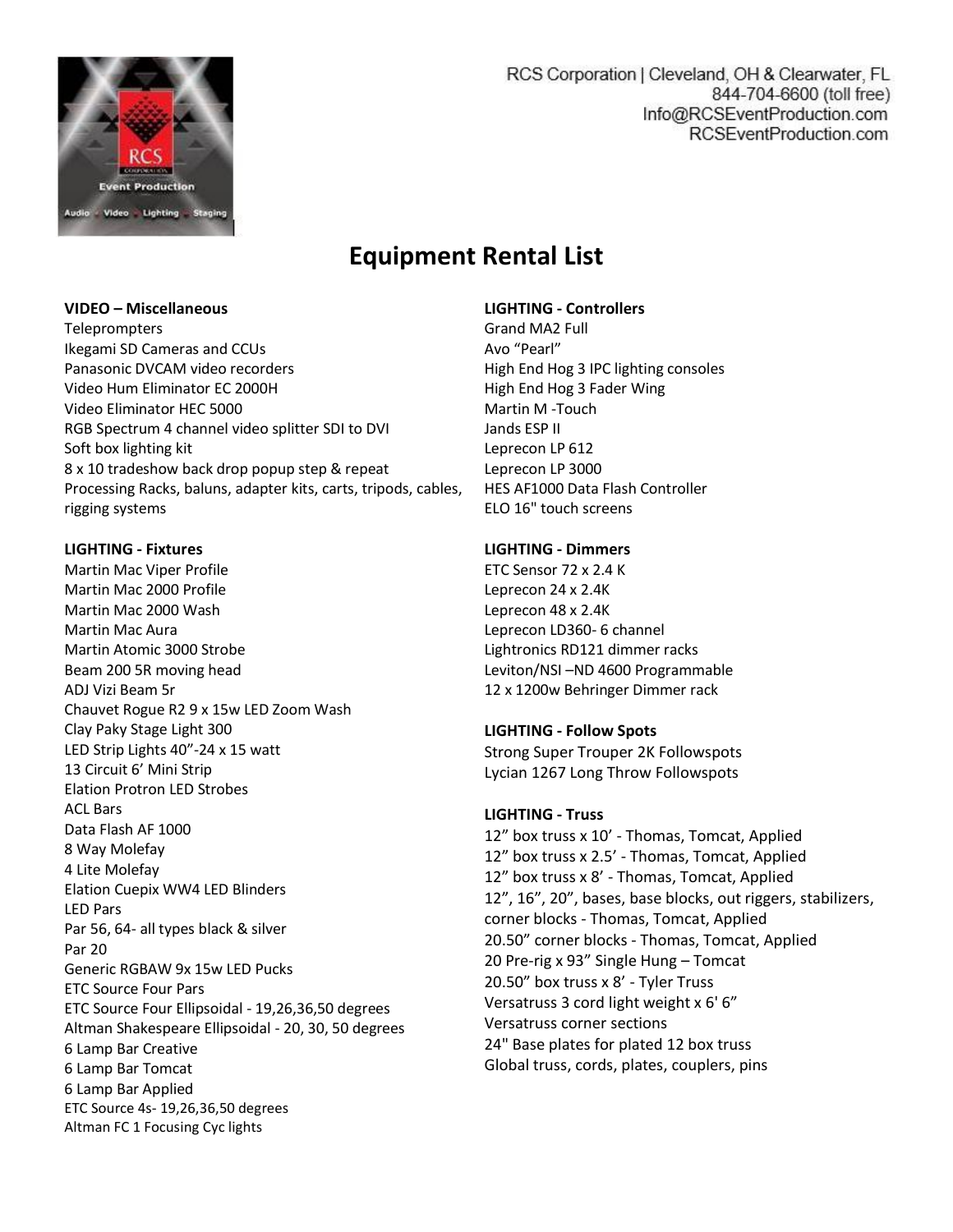RCS Corporation | Cleveland, OH & Clearwater, FL
844-704-6600 (toll free)
Info@RCSEventProduction.com
RCSEventProduction.com

# Equipment Rental List

**VIDEO – Miscellaneous**

Teleprompters
Ikegami SD Cameras and CCUs
Panasonic DVCAM video recorders
Video Hum Eliminator EC 2000H
Video Eliminator HEC 5000
RGB Spectrum 4 channel video splitter SDI to DVI
Soft box lighting kit
8 x 10 tradeshow back drop popup step & repeat
Processing Racks, baluns, adapter kits, carts, tripods, cables, rigging systems

**LIGHTING - Fixtures**

Martin Mac Viper Profile
Martin Mac 2000 Profile
Martin Mac 2000 Wash
Martin Mac Aura
Martin Atomic 3000 Strobe
Beam 200 5R moving head
ADJ Vizi Beam 5r
Chauvet Rogue R2 9 x 15w LED Zoom Wash
Clay Paky Stage Light 300
LED Strip Lights 40"-24 x 15 watt
13 Circuit 6' Mini Strip
Elation Protron LED Strobes
ACL Bars
Data Flash AF 1000
8 Way Molefay
4 Lite Molefay
Elation Cuepix WW4 LED Blinders
LED Pars
Par 56, 64- all types black & silver
Par 20
Generic RGBAW 9x 15w LED Pucks
ETC Source Four Pars
ETC Source Four Ellipsoidal - 19,26,36,50 degrees
Altman Shakespeare Ellipsoidal - 20, 30, 50 degrees
6 Lamp Bar Creative
6 Lamp Bar Tomcat
6 Lamp Bar Applied
ETC Source 4s- 19,26,36,50 degrees
Altman FC 1 Focusing Cyc lights

**LIGHTING - Controllers**

Grand MA2 Full
Avo "Pearl"
High End Hog 3 IPC lighting consoles
High End Hog 3 Fader Wing
Martin M -Touch
Jands ESP II
Leprecon LP 612
Leprecon LP 3000
HES AF1000 Data Flash Controller
ELO 16" touch screens

**LIGHTING - Dimmers**

ETC Sensor 72 x 2.4 K
Leprecon 24 x 2.4K
Leprecon 48 x 2.4K
Leprecon LD360- 6 channel
Lightronics RD121 dimmer racks
Leviton/NSI –ND 4600 Programmable
12 x 1200w Behringer Dimmer rack

**LIGHTING - Follow Spots**

Strong Super Trouper 2K Followspots
Lycian 1267 Long Throw Followspots

**LIGHTING - Truss**

12" box truss x 10' - Thomas, Tomcat, Applied
12" box truss x 2.5' - Thomas, Tomcat, Applied
12" box truss x 8' - Thomas, Tomcat, Applied
12", 16", 20", bases, base blocks, out riggers, stabilizers, corner blocks - Thomas, Tomcat, Applied
20.50" corner blocks - Thomas, Tomcat, Applied
20 Pre-rig x 93" Single Hung – Tomcat
20.50" box truss x 8' - Tyler Truss
Versatruss 3 cord light weight x 6' 6"
Versatruss corner sections
24" Base plates for plated 12 box truss
Global truss, cords, plates, couplers, pins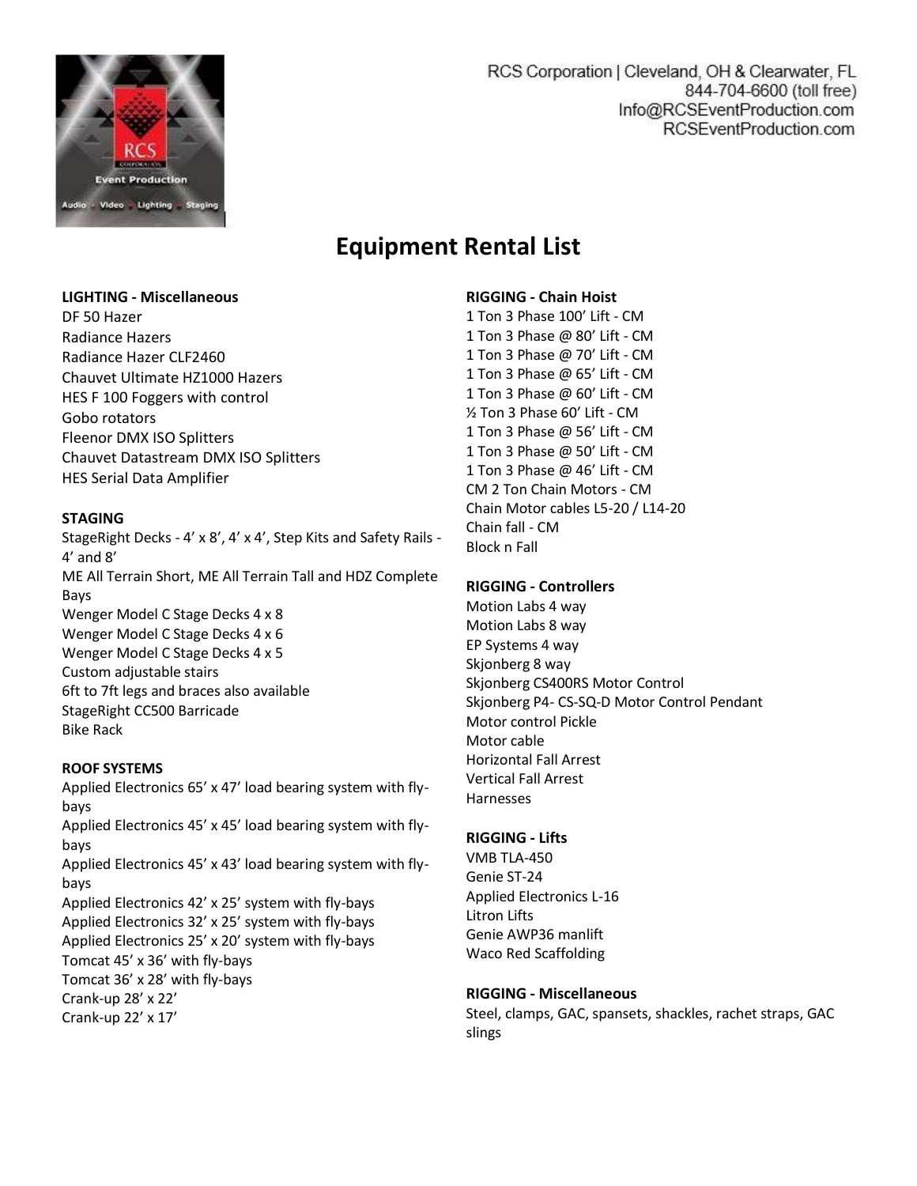RCS Corporation | Cleveland, OH & Clearwater, FL
844-704-6600 (toll free)
Info@RCSEventProduction.com
RCSEventProduction.com

# Equipment Rental List

**LIGHTING - Miscellaneous**
DF 50 Hazer
Radiance Hazers
Radiance Hazer CLF2460
Chauvet Ultimate HZ1000 Hazers
HES F 100 Foggers with control
Gobo rotators
Fleenor DMX ISO Splitters
Chauvet Datastream DMX ISO Splitters
HES Serial Data Amplifier

**STAGING**
StageRight Decks - 4' x 8', 4' x 4', Step Kits and Safety Rails - 4' and 8'
ME All Terrain Short, ME All Terrain Tall and HDZ Complete Bays
Wenger Model C Stage Decks 4 x 8
Wenger Model C Stage Decks 4 x 6
Wenger Model C Stage Decks 4 x 5
Custom adjustable stairs
6ft to 7ft legs and braces also available
StageRight CC500 Barricade
Bike Rack

**ROOF SYSTEMS**
Applied Electronics 65' x 47' load bearing system with fly-bays
Applied Electronics 45' x 45' load bearing system with fly-bays
Applied Electronics 45' x 43' load bearing system with fly-bays
Applied Electronics 42' x 25' system with fly-bays
Applied Electronics 32' x 25' system with fly-bays
Applied Electronics 25' x 20' system with fly-bays
Tomcat 45' x 36' with fly-bays
Tomcat 36' x 28' with fly-bays
Crank-up 28' x 22'
Crank-up 22' x 17'

**RIGGING - Chain Hoist**
1 Ton 3 Phase 100' Lift - CM
1 Ton 3 Phase @ 80' Lift - CM
1 Ton 3 Phase @ 70' Lift - CM
1 Ton 3 Phase @ 65' Lift - CM
1 Ton 3 Phase @ 60' Lift - CM
½ Ton 3 Phase 60' Lift - CM
1 Ton 3 Phase @ 56' Lift - CM
1 Ton 3 Phase @ 50' Lift - CM
1 Ton 3 Phase @ 46' Lift - CM
CM 2 Ton Chain Motors - CM
Chain Motor cables L5-20 / L14-20
Chain fall - CM
Block n Fall

**RIGGING - Controllers**
Motion Labs 4 way
Motion Labs 8 way
EP Systems 4 way
Skjonberg 8 way
Skjonberg CS400RS Motor Control
Skjonberg P4- CS-SQ-D Motor Control Pendant
Motor control Pickle
Motor cable
Horizontal Fall Arrest
Vertical Fall Arrest
Harnesses

**RIGGING - Lifts**
VMB TLA-450
Genie ST-24
Applied Electronics L-16
Litron Lifts
Genie AWP36 manlift
Waco Red Scaffolding

**RIGGING - Miscellaneous**
Steel, clamps, GAC, spansets, shackles, rachet straps, GAC slings